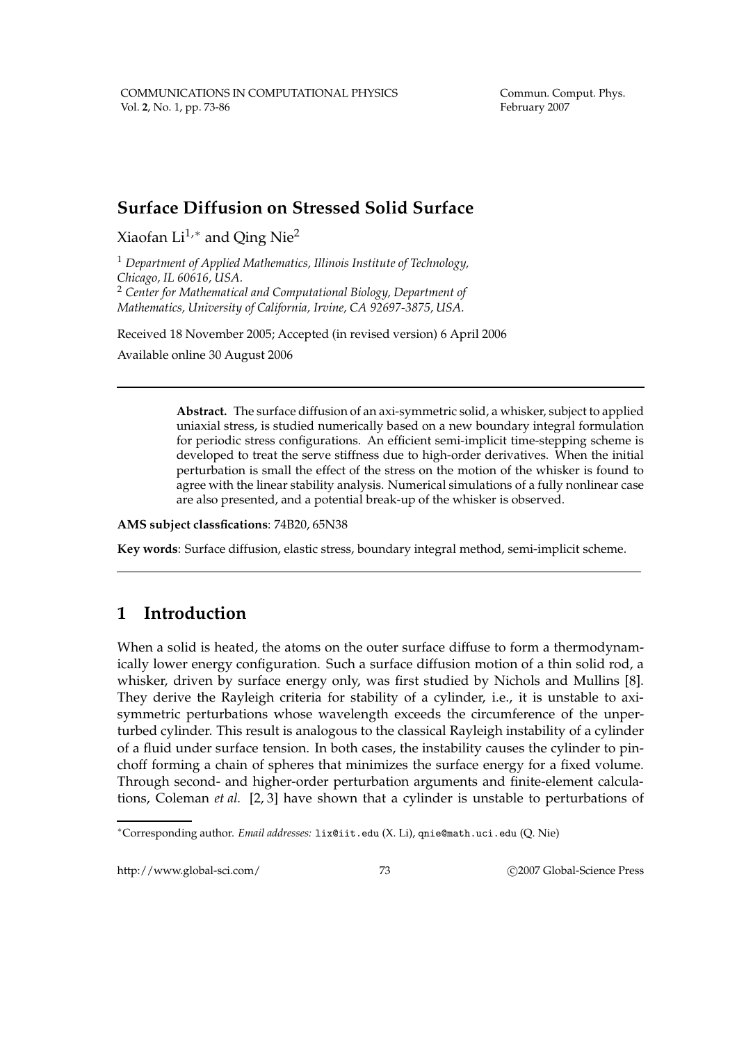# Surface Diffusion on Stressed Solid Surface

Xiaofan Li[1,*] and Qing Nie[2]

[1] *Department of Applied Mathematics, Illinois Institute of Technology, Chicago, IL 60616, USA.*
[2] *Center for Mathematical and Computational Biology, Department of Mathematics, University of California, Irvine, CA 92697-3875, USA.*

Received 18 November 2005; Accepted (in revised version) 6 April 2006

Available online 30 August 2006

---

**Abstract.** The surface diffusion of an axi-symmetric solid, a whisker, subject to applied uniaxial stress, is studied numerically based on a new boundary integral formulation for periodic stress configurations. An efficient semi-implicit time-stepping scheme is developed to treat the serve stiffness due to high-order derivatives. When the initial perturbation is small the effect of the stress on the motion of the whisker is found to agree with the linear stability analysis. Numerical simulations of a fully nonlinear case are also presented, and a potential break-up of the whisker is observed.

**AMS subject classfications**: 74B20, 65N38

**Key words**: Surface diffusion, elastic stress, boundary integral method, semi-implicit scheme.

---

## 1 Introduction

When a solid is heated, the atoms on the outer surface diffuse to form a thermodynamically lower energy configuration. Such a surface diffusion motion of a thin solid rod, a whisker, driven by surface energy only, was first studied by Nichols and Mullins [8]. They derive the Rayleigh criteria for stability of a cylinder, i.e., it is unstable to axi-symmetric perturbations whose wavelength exceeds the circumference of the unperturbed cylinder. This result is analogous to the classical Rayleigh instability of a cylinder of a fluid under surface tension. In both cases, the instability causes the cylinder to pinchoff forming a chain of spheres that minimizes the surface energy for a fixed volume. Through second- and higher-order perturbation arguments and finite-element calculations, Coleman *et al.* [2, 3] have shown that a cylinder is unstable to perturbations of

*Corresponding author. *Email addresses:* lix@iit.edu (X. Li), qnie@math.uci.edu (Q. Nie)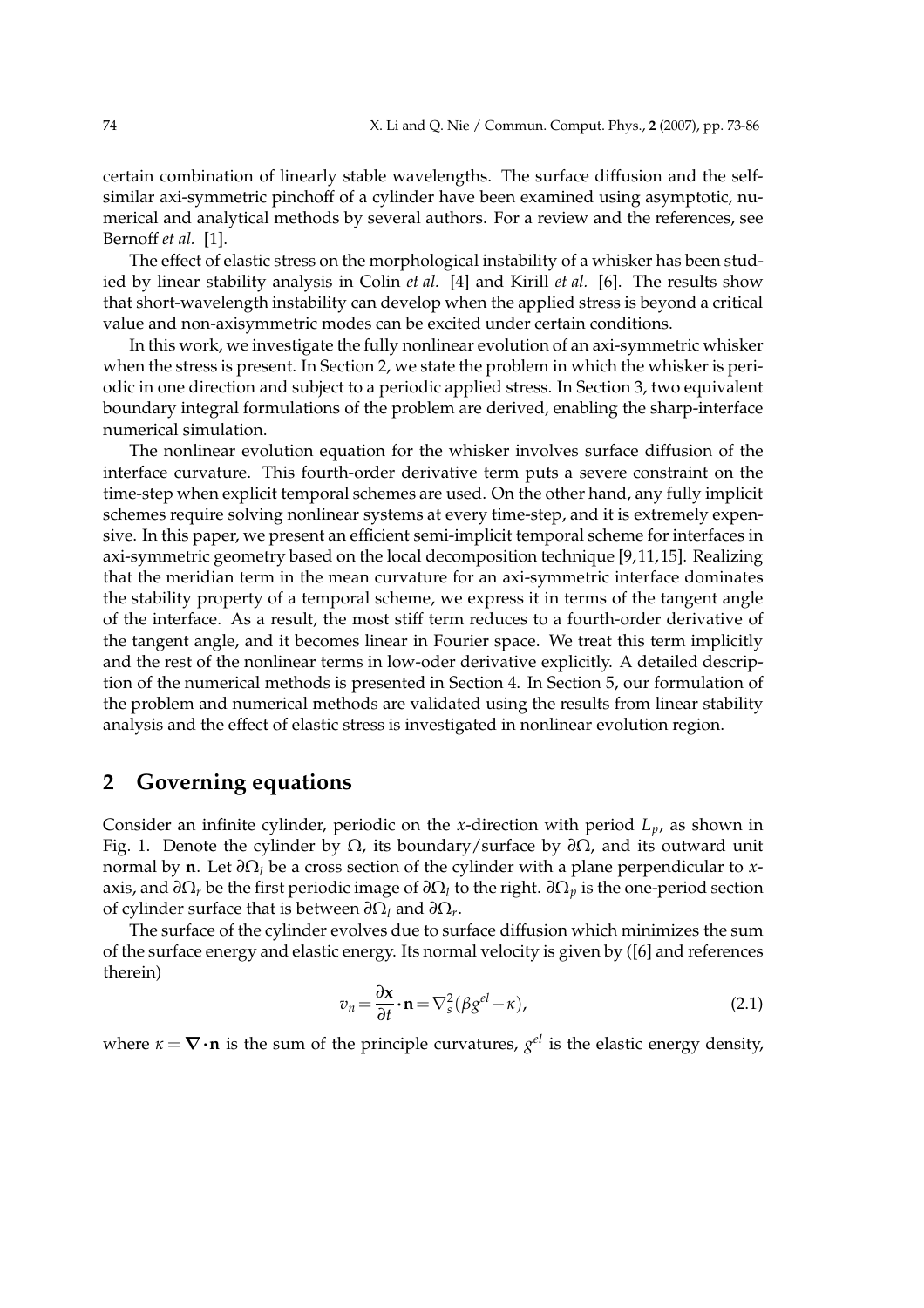certain combination of linearly stable wavelengths. The surface diffusion and the self-similar axi-symmetric pinchoff of a cylinder have been examined using asymptotic, numerical and analytical methods by several authors. For a review and the references, see Bernoff *et al.* [1].

The effect of elastic stress on the morphological instability of a whisker has been studied by linear stability analysis in Colin *et al.* [4] and Kirill *et al.* [6]. The results show that short-wavelength instability can develop when the applied stress is beyond a critical value and non-axisymmetric modes can be excited under certain conditions.

In this work, we investigate the fully nonlinear evolution of an axi-symmetric whisker when the stress is present. In Section 2, we state the problem in which the whisker is periodic in one direction and subject to a periodic applied stress. In Section 3, two equivalent boundary integral formulations of the problem are derived, enabling the sharp-interface numerical simulation.

The nonlinear evolution equation for the whisker involves surface diffusion of the interface curvature. This fourth-order derivative term puts a severe constraint on the time-step when explicit temporal schemes are used. On the other hand, any fully implicit schemes require solving nonlinear systems at every time-step, and it is extremely expensive. In this paper, we present an efficient semi-implicit temporal scheme for interfaces in axi-symmetric geometry based on the local decomposition technique [9,11,15]. Realizing that the meridian term in the mean curvature for an axi-symmetric interface dominates the stability property of a temporal scheme, we express it in terms of the tangent angle of the interface. As a result, the most stiff term reduces to a fourth-order derivative of the tangent angle, and it becomes linear in Fourier space. We treat this term implicitly and the rest of the nonlinear terms in low-oder derivative explicitly. A detailed description of the numerical methods is presented in Section 4. In Section 5, our formulation of the problem and numerical methods are validated using the results from linear stability analysis and the effect of elastic stress is investigated in nonlinear evolution region.

## 2 Governing equations

Consider an infinite cylinder, periodic on the $x$-direction with period $L_p$, as shown in Fig. 1. Denote the cylinder by $\Omega$, its boundary/surface by $\partial\Omega$, and its outward unit normal by $\mathbf{n}$. Let $\partial\Omega_l$ be a cross section of the cylinder with a plane perpendicular to $x$-axis, and $\partial\Omega_r$ be the first periodic image of $\partial\Omega_l$ to the right. $\partial\Omega_p$ is the one-period section of cylinder surface that is between $\partial\Omega_l$ and $\partial\Omega_r$.

The surface of the cylinder evolves due to surface diffusion which minimizes the sum of the surface energy and elastic energy. Its normal velocity is given by ([6] and references therein)

$$v_n = \frac{\partial \mathbf{x}}{\partial t} \cdot \mathbf{n} = \nabla_s^2 (\beta g^{el} - \kappa), \tag{2.1}$$

where $\kappa = \nabla \cdot \mathbf{n}$ is the sum of the principle curvatures, $g^{el}$ is the elastic energy density,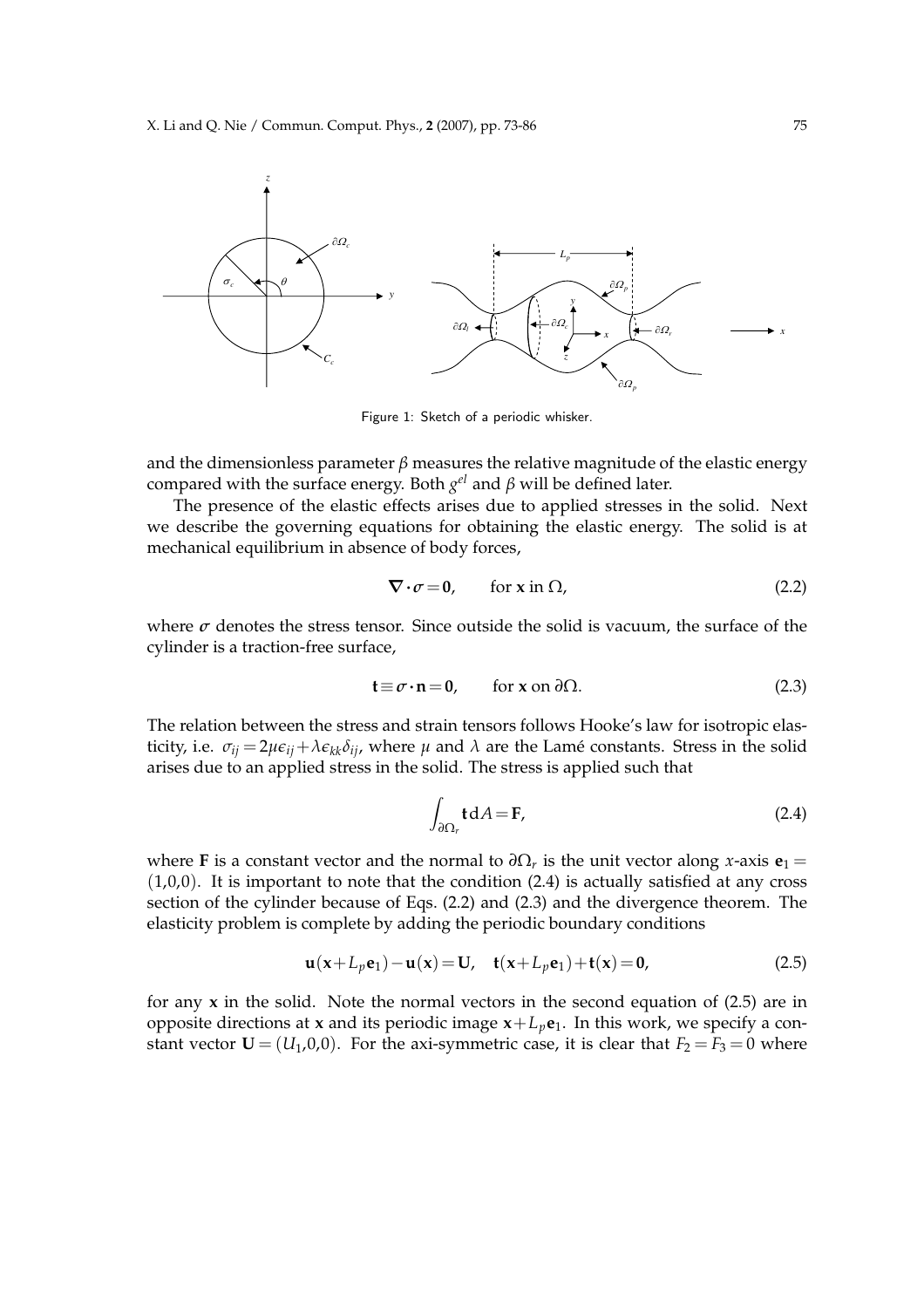Figure 1: Sketch of a periodic whisker.

and the dimensionless parameter $\beta$ measures the relative magnitude of the elastic energy compared with the surface energy. Both $g^{el}$ and $\beta$ will be defined later.

The presence of the elastic effects arises due to applied stresses in the solid. Next we describe the governing equations for obtaining the elastic energy. The solid is at mechanical equilibrium in absence of body forces,

$$\nabla \cdot \sigma = \mathbf{0}, \qquad \text{for } \mathbf{x} \text{ in } \Omega, \tag{2.2}$$

where $\sigma$ denotes the stress tensor. Since outside the solid is vacuum, the surface of the cylinder is a traction-free surface,

$$\mathbf{t} \equiv \sigma \cdot \mathbf{n} = \mathbf{0}, \qquad \text{for } \mathbf{x} \text{ on } \partial\Omega. \tag{2.3}$$

The relation between the stress and strain tensors follows Hooke's law for isotropic elasticity, i.e. $\sigma_{ij} = 2\mu\epsilon_{ij} + \lambda\epsilon_{kk}\delta_{ij}$, where $\mu$ and $\lambda$ are the Lamé constants. Stress in the solid arises due to an applied stress in the solid. The stress is applied such that

$$\int_{\partial\Omega_r} \mathbf{t}\, dA = \mathbf{F}, \tag{2.4}$$

where $\mathbf{F}$ is a constant vector and the normal to $\partial\Omega_r$ is the unit vector along $x$-axis $\mathbf{e}_1 = (1,0,0)$. It is important to note that the condition (2.4) is actually satisfied at any cross section of the cylinder because of Eqs. (2.2) and (2.3) and the divergence theorem. The elasticity problem is complete by adding the periodic boundary conditions

$$\mathbf{u}(\mathbf{x} + L_p\mathbf{e}_1) - \mathbf{u}(\mathbf{x}) = \mathbf{U}, \quad \mathbf{t}(\mathbf{x} + L_p\mathbf{e}_1) + \mathbf{t}(\mathbf{x}) = \mathbf{0}, \tag{2.5}$$

for any $\mathbf{x}$ in the solid. Note the normal vectors in the second equation of (2.5) are in opposite directions at $\mathbf{x}$ and its periodic image $\mathbf{x} + L_p\mathbf{e}_1$. In this work, we specify a constant vector $\mathbf{U} = (U_1, 0, 0)$. For the axi-symmetric case, it is clear that $F_2 = F_3 = 0$ where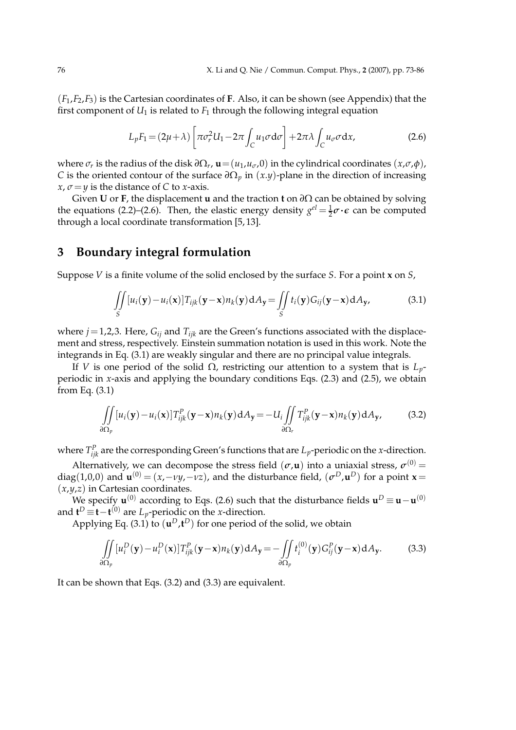$(F_1,F_2,F_3)$ is the Cartesian coordinates of $\mathbf{F}$. Also, it can be shown (see Appendix) that the first component of $U_1$ is related to $F_1$ through the following integral equation

$$L_p F_1 = (2\mu+\lambda)\left[\pi\sigma_r^2 U_1 - 2\pi\int_C u_1 \sigma \mathrm{d}\sigma\right] + 2\pi\lambda\int_C u_\sigma \sigma \mathrm{d}x, \tag{2.6}$$

where $\sigma_r$ is the radius of the disk $\partial\Omega_r$, $\mathbf{u}=(u_1,u_\sigma,0)$ in the cylindrical coordinates $(x,\sigma,\phi)$, $C$ is the oriented contour of the surface $\partial\Omega_p$ in $(x.y)$-plane in the direction of increasing $x$, $\sigma=y$ is the distance of $C$ to $x$-axis.

Given $\mathbf{U}$ or $\mathbf{F}$, the displacement $\mathbf{u}$ and the traction $\mathbf{t}$ on $\partial\Omega$ can be obtained by solving the equations (2.2)–(2.6). Then, the elastic energy density $g^{el}=\frac{1}{2}\boldsymbol{\sigma}\cdot\boldsymbol{\epsilon}$ can be computed through a local coordinate transformation [5,13].

## 3 Boundary integral formulation

Suppose $V$ is a finite volume of the solid enclosed by the surface $S$. For a point $\mathbf{x}$ on $S$,

$$\iint_S [u_i(\mathbf{y})-u_i(\mathbf{x})]T_{ijk}(\mathbf{y}-\mathbf{x})n_k(\mathbf{y})\mathrm{d}A_{\mathbf{y}} = \iint_S t_i(\mathbf{y})G_{ij}(\mathbf{y}-\mathbf{x})\mathrm{d}A_{\mathbf{y}}, \tag{3.1}$$

where $j=1,2,3$. Here, $G_{ij}$ and $T_{ijk}$ are the Green's functions associated with the displacement and stress, respectively. Einstein summation notation is used in this work. Note the integrands in Eq. (3.1) are weakly singular and there are no principal value integrals.

If $V$ is one period of the solid $\Omega$, restricting our attention to a system that is $L_p$-periodic in $x$-axis and applying the boundary conditions Eqs. (2.3) and (2.5), we obtain from Eq. (3.1)

$$\iint_{\partial\Omega_p} [u_i(\mathbf{y})-u_i(\mathbf{x})]T^P_{ijk}(\mathbf{y}-\mathbf{x})n_k(\mathbf{y})\mathrm{d}A_{\mathbf{y}} = -U_i\iint_{\partial\Omega_r} T^P_{ijk}(\mathbf{y}-\mathbf{x})n_k(\mathbf{y})\mathrm{d}A_{\mathbf{y}}, \tag{3.2}$$

where $T^P_{ijk}$ are the corresponding Green's functions that are $L_p$-periodic on the $x$-direction.

Alternatively, we can decompose the stress field $(\boldsymbol{\sigma},\mathbf{u})$ into a uniaxial stress, $\boldsymbol{\sigma}^{(0)}=\mathrm{diag}(1,0,0)$ and $\mathbf{u}^{(0)}=(x,-\nu y,-\nu z)$, and the disturbance field, $(\boldsymbol{\sigma}^D,\mathbf{u}^D)$ for a point $\mathbf{x}=(x,y,z)$ in Cartesian coordinates.

We specify $\mathbf{u}^{(0)}$ according to Eqs. (2.6) such that the disturbance fields $\mathbf{u}^D\equiv\mathbf{u}-\mathbf{u}^{(0)}$ and $\mathbf{t}^D\equiv\mathbf{t}-\mathbf{t}^{(0)}$ are $L_p$-periodic on the $x$-direction.

Applying Eq. (3.1) to $(\mathbf{u}^D,\mathbf{t}^D)$ for one period of the solid, we obtain

$$\iint_{\partial\Omega_p} [u^D_i(\mathbf{y})-u^D_i(\mathbf{x})]T^P_{ijk}(\mathbf{y}-\mathbf{x})n_k(\mathbf{y})\mathrm{d}A_{\mathbf{y}} = -\iint_{\partial\Omega_p} t^{(0)}_i(\mathbf{y})G^P_{ij}(\mathbf{y}-\mathbf{x})\mathrm{d}A_{\mathbf{y}}. \tag{3.3}$$

It can be shown that Eqs. (3.2) and (3.3) are equivalent.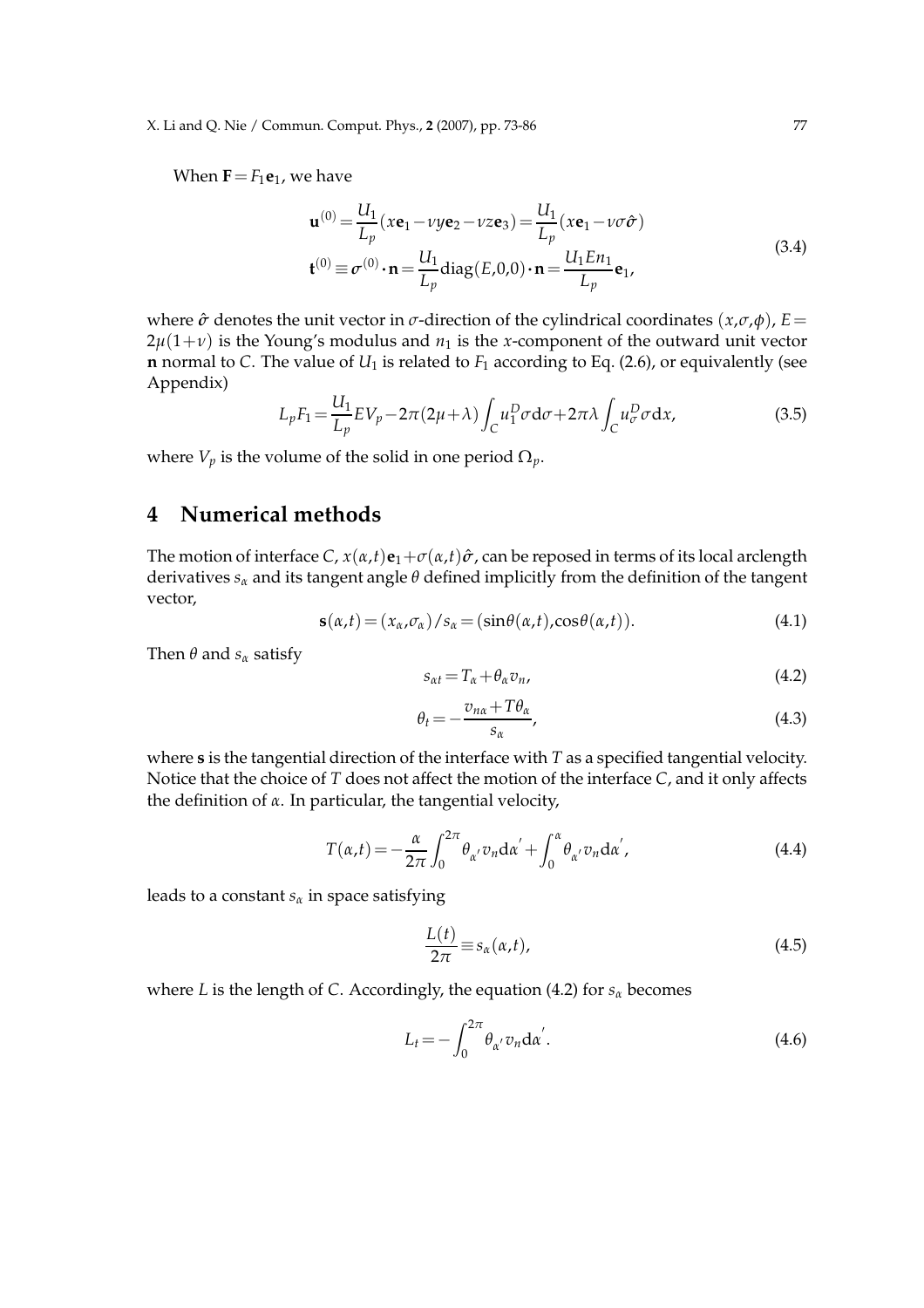When $\mathbf{F} = F_1\mathbf{e}_1$, we have

$$
\begin{aligned}
\mathbf{u}^{(0)} &= \frac{U_1}{L_p}(x\mathbf{e}_1 - \nu y\mathbf{e}_2 - \nu z\mathbf{e}_3) = \frac{U_1}{L_p}(x\mathbf{e}_1 - \nu\sigma\hat{\boldsymbol{\sigma}}) \\
\mathbf{t}^{(0)} &\equiv \boldsymbol{\sigma}^{(0)}\cdot\mathbf{n} = \frac{U_1}{L_p}\mathrm{diag}(E,0,0)\cdot\mathbf{n} = \frac{U_1 E n_1}{L_p}\mathbf{e}_1,
\end{aligned}
\tag{3.4}
$$

where $\hat{\boldsymbol{\sigma}}$ denotes the unit vector in $\sigma$-direction of the cylindrical coordinates $(x,\sigma,\phi)$, $E = 2\mu(1+\nu)$ is the Young's modulus and $n_1$ is the $x$-component of the outward unit vector $\mathbf{n}$ normal to $C$. The value of $U_1$ is related to $F_1$ according to Eq. (2.6), or equivalently (see Appendix)

$$
L_p F_1 = \frac{U_1}{L_p} E V_p - 2\pi(2\mu+\lambda)\int_C u_1^D \sigma \mathrm{d}\sigma + 2\pi\lambda \int_C u_\sigma^D \sigma \mathrm{d}x, \tag{3.5}
$$

where $V_p$ is the volume of the solid in one period $\Omega_p$.

# 4 Numerical methods

The motion of interface $C$, $x(\alpha,t)\mathbf{e}_1 + \sigma(\alpha,t)\hat{\boldsymbol{\sigma}}$, can be reposed in terms of its local arclength derivatives $s_\alpha$ and its tangent angle $\theta$ defined implicitly from the definition of the tangent vector,

$$
\mathbf{s}(\alpha,t) = (x_\alpha,\sigma_\alpha)/s_\alpha = (\sin\theta(\alpha,t),\cos\theta(\alpha,t)). \tag{4.1}
$$

Then $\theta$ and $s_\alpha$ satisfy

$$
s_{\alpha t} = T_\alpha + \theta_\alpha v_n, \tag{4.2}
$$

$$
\theta_t = -\frac{v_{n\alpha} + T\theta_\alpha}{s_\alpha}, \tag{4.3}
$$

where $\mathbf{s}$ is the tangential direction of the interface with $T$ as a specified tangential velocity. Notice that the choice of $T$ does not affect the motion of the interface $C$, and it only affects the definition of $\alpha$. In particular, the tangential velocity,

$$
T(\alpha,t) = -\frac{\alpha}{2\pi}\int_0^{2\pi} \theta_{\alpha'} v_n \mathrm{d}\alpha' + \int_0^{\alpha} \theta_{\alpha'} v_n \mathrm{d}\alpha', \tag{4.4}
$$

leads to a constant $s_\alpha$ in space satisfying

$$
\frac{L(t)}{2\pi} \equiv s_\alpha(\alpha,t), \tag{4.5}
$$

where $L$ is the length of $C$. Accordingly, the equation (4.2) for $s_\alpha$ becomes

$$
L_t = -\int_0^{2\pi} \theta_{\alpha'} v_n \mathrm{d}\alpha'. \tag{4.6}
$$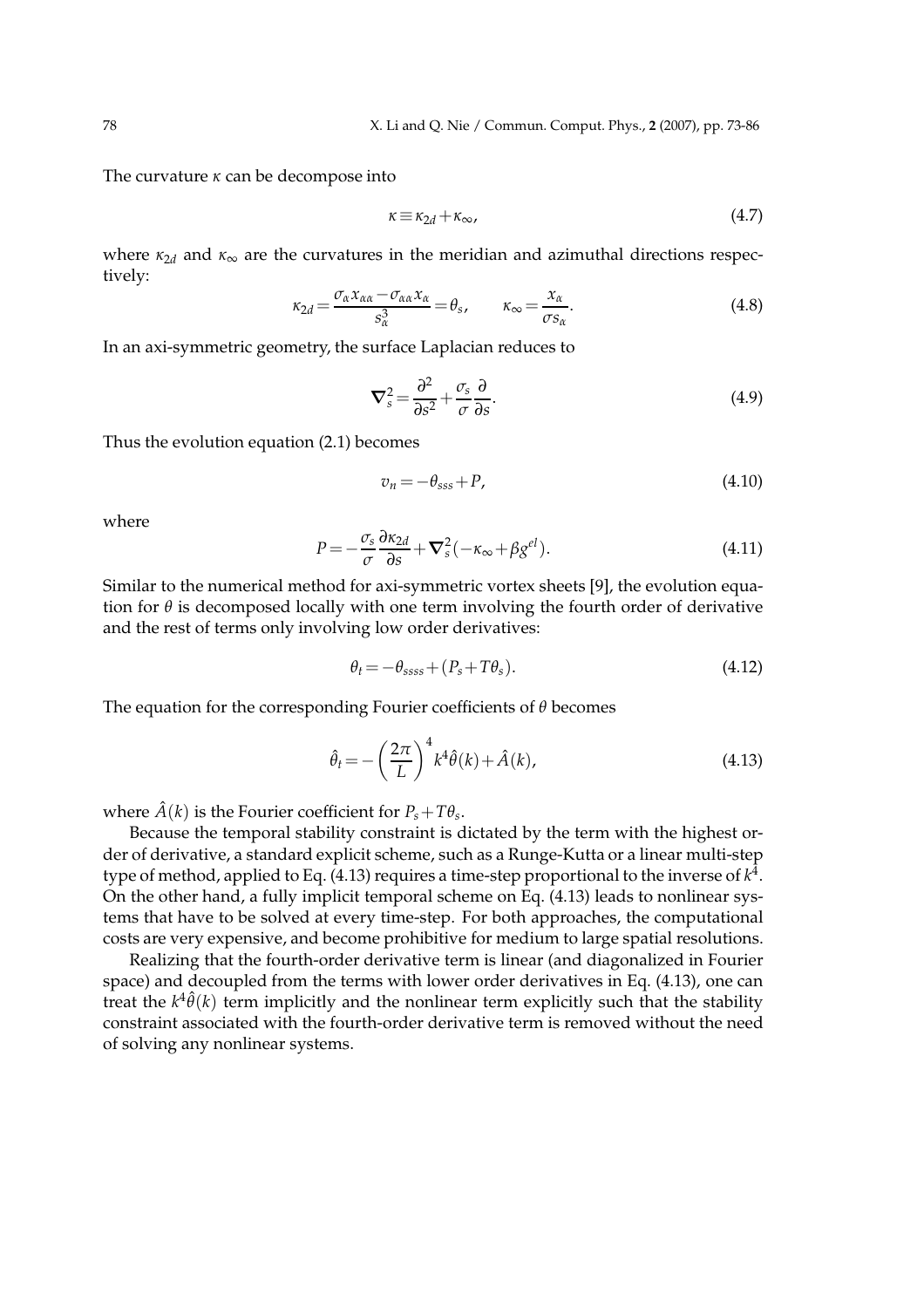The curvature $\kappa$ can be decompose into

$$\kappa \equiv \kappa_{2d} + \kappa_{\infty}, \tag{4.7}$$

where $\kappa_{2d}$ and $\kappa_{\infty}$ are the curvatures in the meridian and azimuthal directions respectively:

$$\kappa_{2d} = \frac{\sigma_{\alpha} x_{\alpha\alpha} - \sigma_{\alpha\alpha} x_{\alpha}}{s_{\alpha}^3} = \theta_s, \qquad \kappa_{\infty} = \frac{x_{\alpha}}{\sigma s_{\alpha}}. \tag{4.8}$$

In an axi-symmetric geometry, the surface Laplacian reduces to

$$\nabla_s^2 = \frac{\partial^2}{\partial s^2} + \frac{\sigma_s}{\sigma} \frac{\partial}{\partial s}. \tag{4.9}$$

Thus the evolution equation (2.1) becomes

$$v_n = -\theta_{sss} + P, \tag{4.10}$$

where

$$P = -\frac{\sigma_s}{\sigma} \frac{\partial \kappa_{2d}}{\partial s} + \nabla_s^2 (-\kappa_{\infty} + \beta g^{el}). \tag{4.11}$$

Similar to the numerical method for axi-symmetric vortex sheets [9], the evolution equation for $\theta$ is decomposed locally with one term involving the fourth order of derivative and the rest of terms only involving low order derivatives:

$$\theta_t = -\theta_{ssss} + (P_s + T\theta_s). \tag{4.12}$$

The equation for the corresponding Fourier coefficients of $\theta$ becomes

$$\hat{\theta}_t = -\left(\frac{2\pi}{L}\right)^4 k^4 \hat{\theta}(k) + \hat{A}(k), \tag{4.13}$$

where $\hat{A}(k)$ is the Fourier coefficient for $P_s + T\theta_s$.

Because the temporal stability constraint is dictated by the term with the highest order of derivative, a standard explicit scheme, such as a Runge-Kutta or a linear multi-step type of method, applied to Eq. (4.13) requires a time-step proportional to the inverse of $k^4$. On the other hand, a fully implicit temporal scheme on Eq. (4.13) leads to nonlinear systems that have to be solved at every time-step. For both approaches, the computational costs are very expensive, and become prohibitive for medium to large spatial resolutions.

Realizing that the fourth-order derivative term is linear (and diagonalized in Fourier space) and decoupled from the terms with lower order derivatives in Eq. (4.13), one can treat the $k^4\hat{\theta}(k)$ term implicitly and the nonlinear term explicitly such that the stability constraint associated with the fourth-order derivative term is removed without the need of solving any nonlinear systems.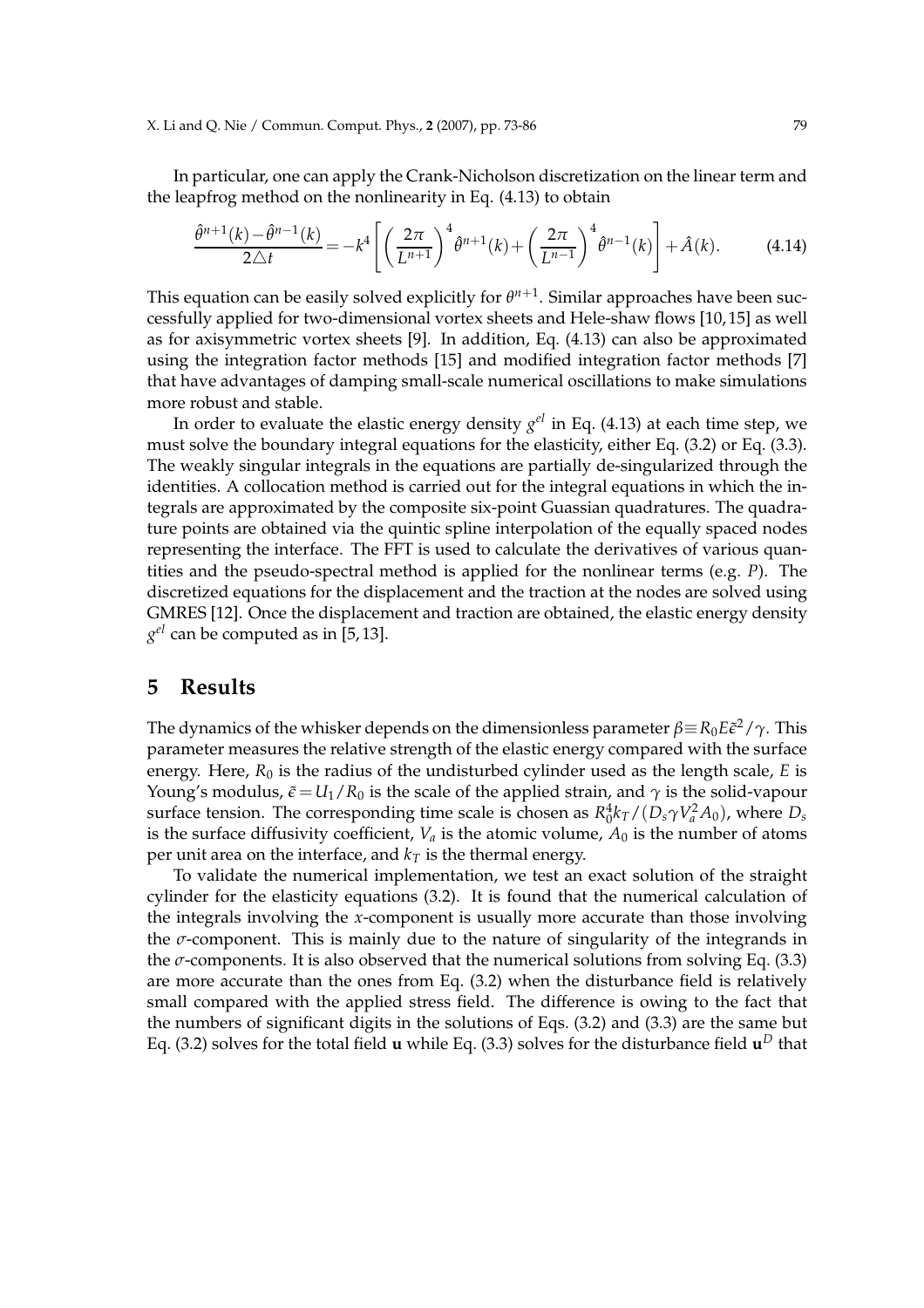In particular, one can apply the Crank-Nicholson discretization on the linear term and the leapfrog method on the nonlinearity in Eq. (4.13) to obtain

$$\frac{\hat{\theta}^{n+1}(k)-\hat{\theta}^{n-1}(k)}{2\triangle t} = -k^4\left[\left(\frac{2\pi}{L^{n+1}}\right)^4\hat{\theta}^{n+1}(k)+\left(\frac{2\pi}{L^{n-1}}\right)^4\hat{\theta}^{n-1}(k)\right]+\hat{A}(k). \tag{4.14}$$

This equation can be easily solved explicitly for $\theta^{n+1}$. Similar approaches have been successfully applied for two-dimensional vortex sheets and Hele-shaw flows [10,15] as well as for axisymmetric vortex sheets [9]. In addition, Eq. (4.13) can also be approximated using the integration factor methods [15] and modified integration factor methods [7] that have advantages of damping small-scale numerical oscillations to make simulations more robust and stable.

In order to evaluate the elastic energy density $g^{el}$ in Eq. (4.13) at each time step, we must solve the boundary integral equations for the elasticity, either Eq. (3.2) or Eq. (3.3). The weakly singular integrals in the equations are partially de-singularized through the identities. A collocation method is carried out for the integral equations in which the integrals are approximated by the composite six-point Guassian quadratures. The quadrature points are obtained via the quintic spline interpolation of the equally spaced nodes representing the interface. The FFT is used to calculate the derivatives of various quantities and the pseudo-spectral method is applied for the nonlinear terms (e.g. $P$). The discretized equations for the displacement and the traction at the nodes are solved using GMRES [12]. Once the displacement and traction are obtained, the elastic energy density $g^{el}$ can be computed as in [5,13].

# 5 Results

The dynamics of the whisker depends on the dimensionless parameter $\beta \equiv R_0 E\tilde{\epsilon}^2/\gamma$. This parameter measures the relative strength of the elastic energy compared with the surface energy. Here, $R_0$ is the radius of the undisturbed cylinder used as the length scale, $E$ is Young's modulus, $\tilde{\epsilon}=U_1/R_0$ is the scale of the applied strain, and $\gamma$ is the solid-vapour surface tension. The corresponding time scale is chosen as $R_0^4 k_T/(D_s\gamma V_a^2 A_0)$, where $D_s$ is the surface diffusivity coefficient, $V_a$ is the atomic volume, $A_0$ is the number of atoms per unit area on the interface, and $k_T$ is the thermal energy.

To validate the numerical implementation, we test an exact solution of the straight cylinder for the elasticity equations (3.2). It is found that the numerical calculation of the integrals involving the $x$-component is usually more accurate than those involving the $\sigma$-component. This is mainly due to the nature of singularity of the integrands in the $\sigma$-components. It is also observed that the numerical solutions from solving Eq. (3.3) are more accurate than the ones from Eq. (3.2) when the disturbance field is relatively small compared with the applied stress field. The difference is owing to the fact that the numbers of significant digits in the solutions of Eqs. (3.2) and (3.3) are the same but Eq. (3.2) solves for the total field $\mathbf{u}$ while Eq. (3.3) solves for the disturbance field $\mathbf{u}^D$ that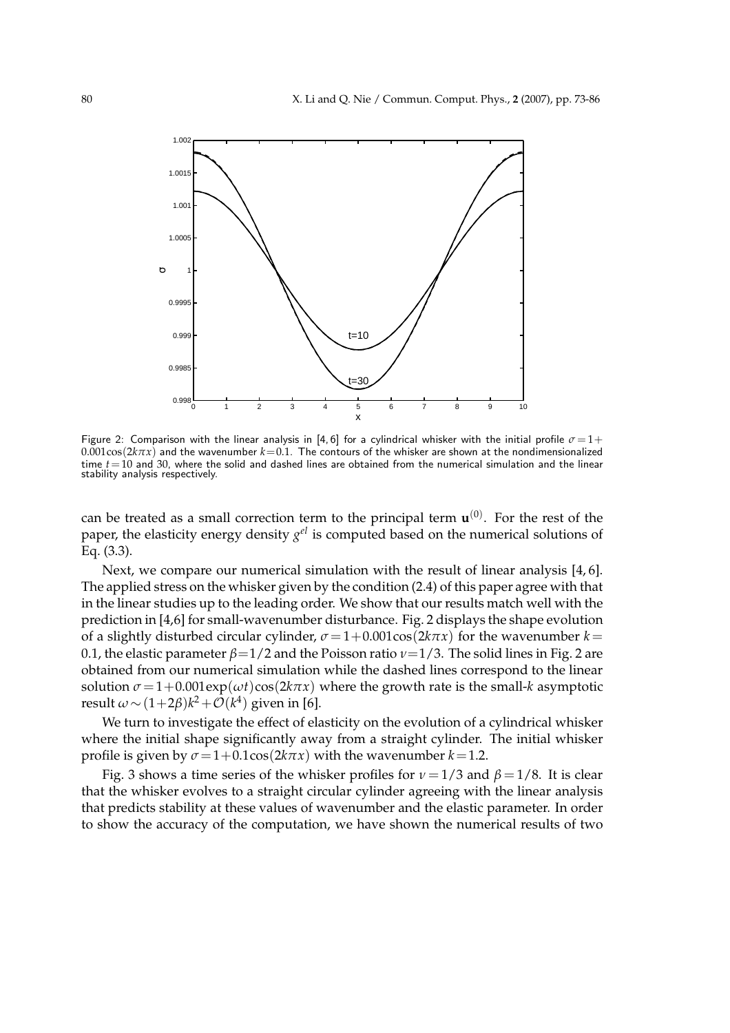Figure 2: Comparison with the linear analysis in [4, 6] for a cylindrical whisker with the initial profile $\sigma = 1 + 0.001\cos(2k\pi x)$ and the wavenumber $k=0.1$. The contours of the whisker are shown at the nondimensionalized time $t=10$ and 30, where the solid and dashed lines are obtained from the numerical simulation and the linear stability analysis respectively.

can be treated as a small correction term to the principal term $\mathbf{u}^{(0)}$. For the rest of the paper, the elasticity energy density $g^{el}$ is computed based on the numerical solutions of Eq. (3.3).

Next, we compare our numerical simulation with the result of linear analysis [4, 6]. The applied stress on the whisker given by the condition (2.4) of this paper agree with that in the linear studies up to the leading order. We show that our results match well with the prediction in [4,6] for small-wavenumber disturbance. Fig. 2 displays the shape evolution of a slightly disturbed circular cylinder, $\sigma = 1 + 0.001\cos(2k\pi x)$ for the wavenumber $k = 0.1$, the elastic parameter $\beta = 1/2$ and the Poisson ratio $\nu = 1/3$. The solid lines in Fig. 2 are obtained from our numerical simulation while the dashed lines correspond to the linear solution $\sigma = 1 + 0.001\exp(\omega t)\cos(2k\pi x)$ where the growth rate is the small-$k$ asymptotic result $\omega \sim (1+2\beta)k^2 + \mathcal{O}(k^4)$ given in [6].

We turn to investigate the effect of elasticity on the evolution of a cylindrical whisker where the initial shape significantly away from a straight cylinder. The initial whisker profile is given by $\sigma = 1 + 0.1\cos(2k\pi x)$ with the wavenumber $k = 1.2$.

Fig. 3 shows a time series of the whisker profiles for $\nu = 1/3$ and $\beta = 1/8$. It is clear that the whisker evolves to a straight circular cylinder agreeing with the linear analysis that predicts stability at these values of wavenumber and the elastic parameter. In order to show the accuracy of the computation, we have shown the numerical results of two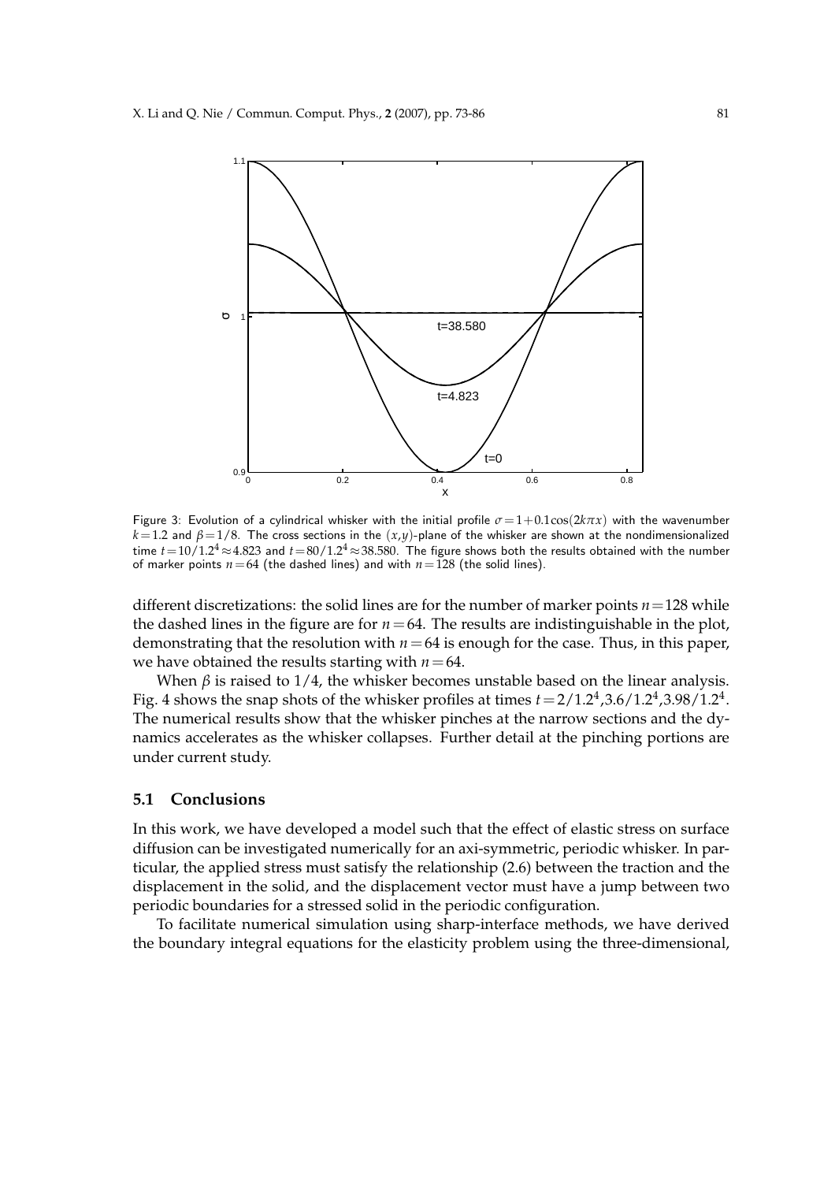Figure 3: Evolution of a cylindrical whisker with the initial profile $\sigma = 1 + 0.1\cos(2k\pi x)$ with the wavenumber $k = 1.2$ and $\beta = 1/8$. The cross sections in the $(x,y)$-plane of the whisker are shown at the nondimensionalized time $t = 10/1.2^4 \approx 4.823$ and $t = 80/1.2^4 \approx 38.580$. The figure shows both the results obtained with the number of marker points $n = 64$ (the dashed lines) and with $n = 128$ (the solid lines).

different discretizations: the solid lines are for the number of marker points $n = 128$ while the dashed lines in the figure are for $n = 64$. The results are indistinguishable in the plot, demonstrating that the resolution with $n = 64$ is enough for the case. Thus, in this paper, we have obtained the results starting with $n = 64$.

When $\beta$ is raised to $1/4$, the whisker becomes unstable based on the linear analysis. Fig. 4 shows the snap shots of the whisker profiles at times $t = 2/1.2^4, 3.6/1.2^4, 3.98/1.2^4$. The numerical results show that the whisker pinches at the narrow sections and the dynamics accelerates as the whisker collapses. Further detail at the pinching portions are under current study.

### 5.1 Conclusions

In this work, we have developed a model such that the effect of elastic stress on surface diffusion can be investigated numerically for an axi-symmetric, periodic whisker. In particular, the applied stress must satisfy the relationship (2.6) between the traction and the displacement in the solid, and the displacement vector must have a jump between two periodic boundaries for a stressed solid in the periodic configuration.

To facilitate numerical simulation using sharp-interface methods, we have derived the boundary integral equations for the elasticity problem using the three-dimensional,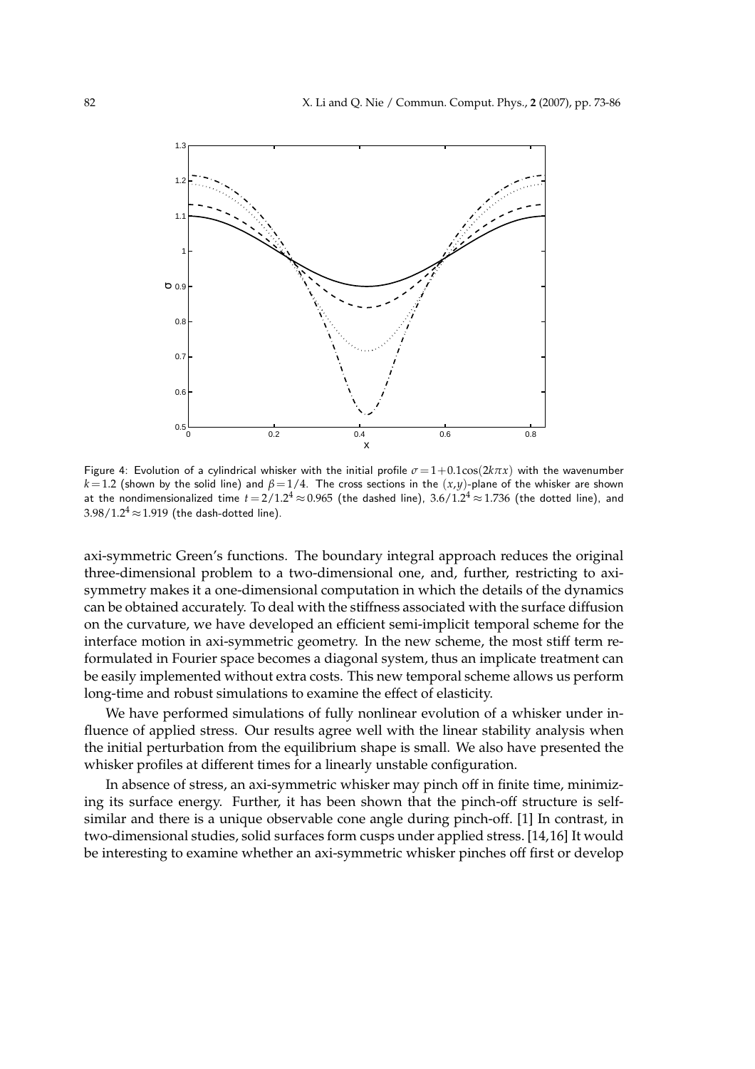Figure 4: Evolution of a cylindrical whisker with the initial profile $\sigma = 1 + 0.1\cos(2k\pi x)$ with the wavenumber $k = 1.2$ (shown by the solid line) and $\beta = 1/4$. The cross sections in the $(x,y)$-plane of the whisker are shown at the nondimensionalized time $t = 2/1.2^4 \approx 0.965$ (the dashed line), $3.6/1.2^4 \approx 1.736$ (the dotted line), and $3.98/1.2^4 \approx 1.919$ (the dash-dotted line).

axi-symmetric Green's functions. The boundary integral approach reduces the original three-dimensional problem to a two-dimensional one, and, further, restricting to axi-symmetry makes it a one-dimensional computation in which the details of the dynamics can be obtained accurately. To deal with the stiffness associated with the surface diffusion on the curvature, we have developed an efficient semi-implicit temporal scheme for the interface motion in axi-symmetric geometry. In the new scheme, the most stiff term re-formulated in Fourier space becomes a diagonal system, thus an implicate treatment can be easily implemented without extra costs. This new temporal scheme allows us perform long-time and robust simulations to examine the effect of elasticity.

We have performed simulations of fully nonlinear evolution of a whisker under influence of applied stress. Our results agree well with the linear stability analysis when the initial perturbation from the equilibrium shape is small. We also have presented the whisker profiles at different times for a linearly unstable configuration.

In absence of stress, an axi-symmetric whisker may pinch off in finite time, minimizing its surface energy. Further, it has been shown that the pinch-off structure is self-similar and there is a unique observable cone angle during pinch-off. [1] In contrast, in two-dimensional studies, solid surfaces form cusps under applied stress. [14,16] It would be interesting to examine whether an axi-symmetric whisker pinches off first or develop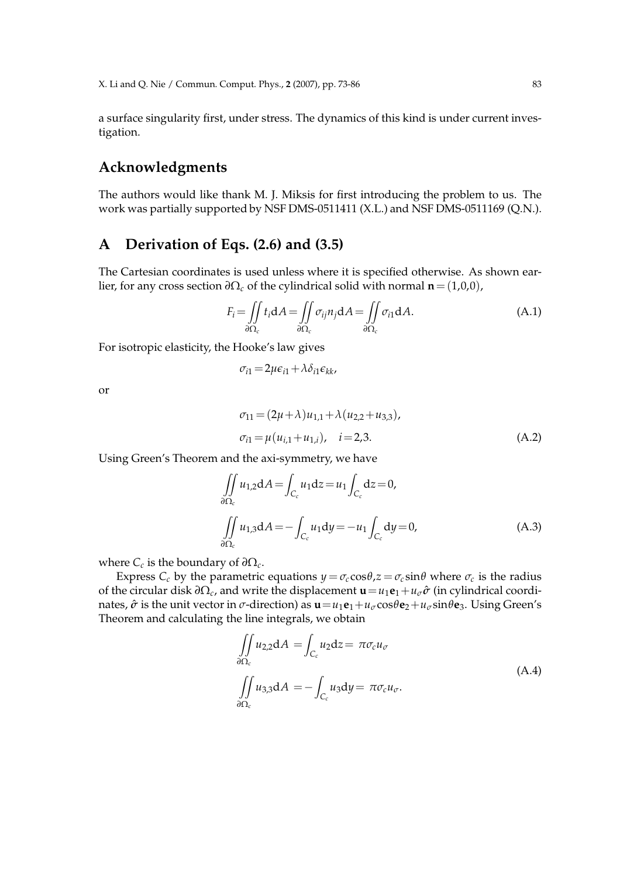a surface singularity first, under stress. The dynamics of this kind is under current investigation.

## Acknowledgments

The authors would like thank M. J. Miksis for first introducing the problem to us. The work was partially supported by NSF DMS-0511411 (X.L.) and NSF DMS-0511169 (Q.N.).

## A Derivation of Eqs. (2.6) and (3.5)

The Cartesian coordinates is used unless where it is specified otherwise. As shown earlier, for any cross section $\partial\Omega_c$ of the cylindrical solid with normal $\mathbf{n}=(1,0,0)$,

$$F_i = \iint_{\partial\Omega_c} t_i \mathrm{d}A = \iint_{\partial\Omega_c} \sigma_{ij} n_j \mathrm{d}A = \iint_{\partial\Omega_c} \sigma_{i1} \mathrm{d}A. \tag{A.1}$$

For isotropic elasticity, the Hooke's law gives

$$\sigma_{i1} = 2\mu\epsilon_{i1} + \lambda\delta_{i1}\epsilon_{kk},$$

or

$$\begin{aligned} \sigma_{11} &= (2\mu+\lambda)u_{1,1} + \lambda(u_{2,2}+u_{3,3}), \\ \sigma_{i1} &= \mu(u_{i,1}+u_{1,i}), \quad i=2,3. \end{aligned} \tag{A.2}$$

Using Green's Theorem and the axi-symmetry, we have

$$\begin{aligned} \iint_{\partial\Omega_c} u_{1,2} \mathrm{d}A &= \int_{C_c} u_1 \mathrm{d}z = u_1 \int_{C_c} \mathrm{d}z = 0, \\ \iint_{\partial\Omega_c} u_{1,3} \mathrm{d}A &= -\int_{C_c} u_1 \mathrm{d}y = -u_1 \int_{C_c} \mathrm{d}y = 0, \end{aligned} \tag{A.3}$$

where $C_c$ is the boundary of $\partial\Omega_c$.

Express $C_c$ by the parametric equations $y=\sigma_c\cos\theta, z=\sigma_c\sin\theta$ where $\sigma_c$ is the radius of the circular disk $\partial\Omega_c$, and write the displacement $\mathbf{u}=u_1\mathbf{e}_1+u_\sigma\hat{\boldsymbol{\sigma}}$ (in cylindrical coordinates, $\hat{\boldsymbol{\sigma}}$ is the unit vector in $\sigma$-direction) as $\mathbf{u}=u_1\mathbf{e}_1+u_\sigma\cos\theta\mathbf{e}_2+u_\sigma\sin\theta\mathbf{e}_3$. Using Green's Theorem and calculating the line integrals, we obtain

$$\begin{aligned} \iint_{\partial\Omega_c} u_{2,2} \mathrm{d}A &= \int_{C_c} u_2 \mathrm{d}z = \pi\sigma_c u_\sigma \\ \iint_{\partial\Omega_c} u_{3,3} \mathrm{d}A &= -\int_{C_c} u_3 \mathrm{d}y = \pi\sigma_c u_\sigma. \end{aligned} \tag{A.4}$$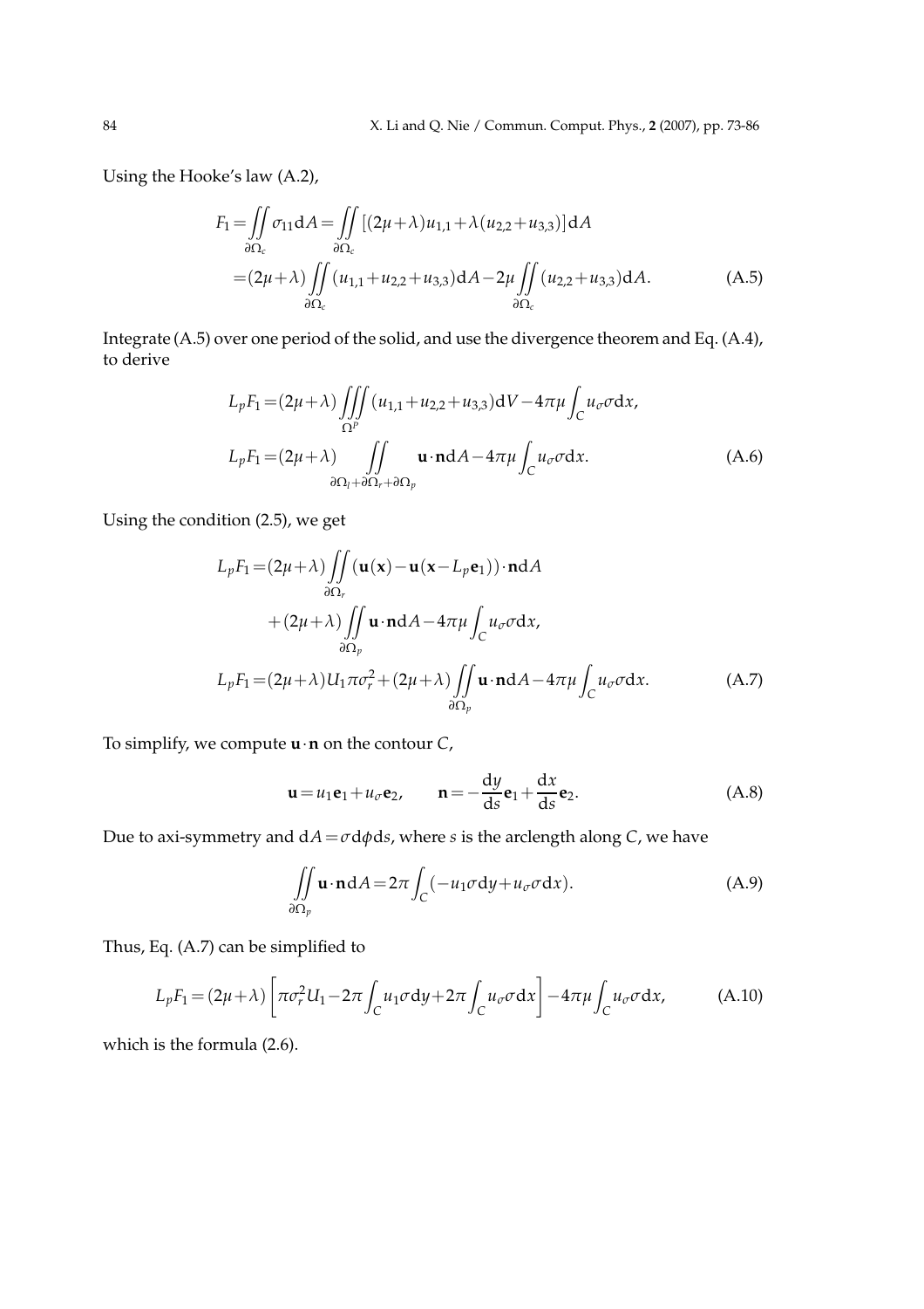Using the Hooke's law (A.2),

$$
\begin{aligned}
F_1 &= \iint_{\partial\Omega_c} \sigma_{11} \mathrm{d}A = \iint_{\partial\Omega_c} [(2\mu+\lambda)u_{1,1} + \lambda(u_{2,2}+u_{3,3})]\mathrm{d}A \\
&= (2\mu+\lambda)\iint_{\partial\Omega_c}(u_{1,1}+u_{2,2}+u_{3,3})\mathrm{d}A - 2\mu\iint_{\partial\Omega_c}(u_{2,2}+u_{3,3})\mathrm{d}A. \qquad \text{(A.5)}
\end{aligned}
$$

Integrate (A.5) over one period of the solid, and use the divergence theorem and Eq. (A.4), to derive

$$
\begin{aligned}
L_p F_1 &= (2\mu+\lambda)\iiint_{\Omega^p}(u_{1,1}+u_{2,2}+u_{3,3})\mathrm{d}V - 4\pi\mu\int_C u_\sigma \sigma \mathrm{d}x, \\
L_p F_1 &= (2\mu+\lambda)\iint_{\partial\Omega_l+\partial\Omega_r+\partial\Omega_p} \mathbf{u}\cdot\mathbf{n}\mathrm{d}A - 4\pi\mu\int_C u_\sigma \sigma \mathrm{d}x. \qquad \text{(A.6)}
\end{aligned}
$$

Using the condition (2.5), we get

$$
\begin{aligned}
L_p F_1 &= (2\mu+\lambda)\iint_{\partial\Omega_r}(\mathbf{u}(\mathbf{x})-\mathbf{u}(\mathbf{x}-L_p\mathbf{e}_1))\cdot\mathbf{n}\mathrm{d}A \\
&\quad + (2\mu+\lambda)\iint_{\partial\Omega_p}\mathbf{u}\cdot\mathbf{n}\mathrm{d}A - 4\pi\mu\int_C u_\sigma\sigma\mathrm{d}x, \\
L_p F_1 &= (2\mu+\lambda)U_1\pi\sigma_r^2 + (2\mu+\lambda)\iint_{\partial\Omega_p}\mathbf{u}\cdot\mathbf{n}\mathrm{d}A - 4\pi\mu\int_C u_\sigma\sigma\mathrm{d}x. \qquad \text{(A.7)}
\end{aligned}
$$

To simplify, we compute $\mathbf{u}\cdot\mathbf{n}$ on the contour $C$,

$$
\mathbf{u} = u_1\mathbf{e}_1 + u_\sigma\mathbf{e}_2, \qquad \mathbf{n} = -\frac{\mathrm{d}y}{\mathrm{d}s}\mathbf{e}_1 + \frac{\mathrm{d}x}{\mathrm{d}s}\mathbf{e}_2. \qquad \text{(A.8)}
$$

Due to axi-symmetry and $\mathrm{d}A = \sigma\mathrm{d}\phi\mathrm{d}s$, where $s$ is the arclength along $C$, we have

$$
\iint_{\partial\Omega_p}\mathbf{u}\cdot\mathbf{n}\mathrm{d}A = 2\pi\int_C(-u_1\sigma\mathrm{d}y + u_\sigma\sigma\mathrm{d}x). \qquad \text{(A.9)}
$$

Thus, Eq. (A.7) can be simplified to

$$
L_p F_1 = (2\mu+\lambda)\left[\pi\sigma_r^2 U_1 - 2\pi\int_C u_1\sigma\mathrm{d}y + 2\pi\int_C u_\sigma\sigma\mathrm{d}x\right] - 4\pi\mu\int_C u_\sigma\sigma\mathrm{d}x, \qquad \text{(A.10)}
$$

which is the formula (2.6).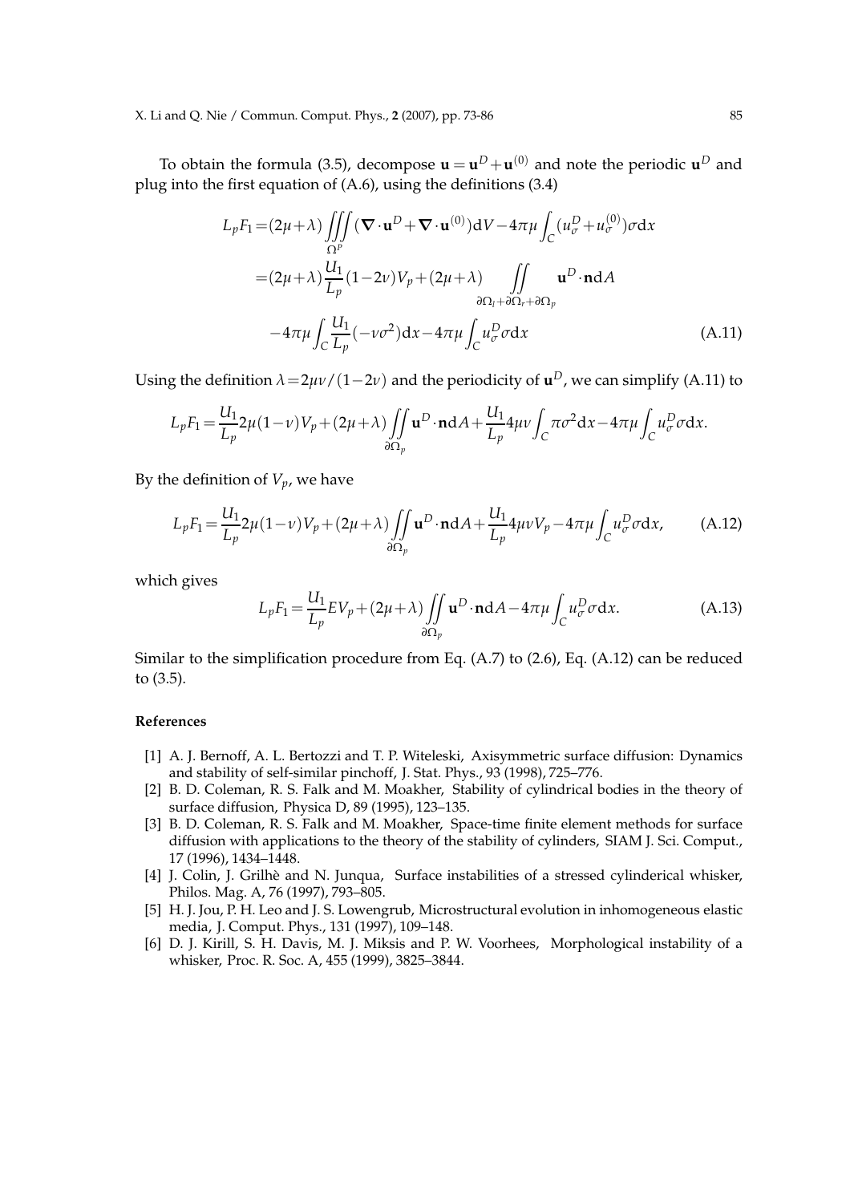To obtain the formula (3.5), decompose $\mathbf{u}=\mathbf{u}^D+\mathbf{u}^{(0)}$ and note the periodic $\mathbf{u}^D$ and plug into the first equation of (A.6), using the definitions (3.4)

$$
\begin{aligned}
L_p F_1 = & (2\mu+\lambda)\iiint_{\Omega^p}(\nabla\cdot\mathbf{u}^D+\nabla\cdot\mathbf{u}^{(0)})\mathrm{d}V - 4\pi\mu\int_C (u_\sigma^D+u_\sigma^{(0)})\sigma\mathrm{d}x \\
= & (2\mu+\lambda)\frac{U_1}{L_p}(1-2\nu)V_p + (2\mu+\lambda)\iint_{\partial\Omega_l+\partial\Omega_r+\partial\Omega_p}\mathbf{u}^D\cdot\mathbf{n}\mathrm{d}A \\
& -4\pi\mu\int_C \frac{U_1}{L_p}(-\nu\sigma^2)\mathrm{d}x - 4\pi\mu\int_C u_\sigma^D\sigma\mathrm{d}x
\end{aligned} \tag{A.11}
$$

Using the definition $\lambda=2\mu\nu/(1-2\nu)$ and the periodicity of $\mathbf{u}^D$, we can simplify (A.11) to

$$
L_p F_1 = \frac{U_1}{L_p}2\mu(1-\nu)V_p + (2\mu+\lambda)\iint_{\partial\Omega_p}\mathbf{u}^D\cdot\mathbf{n}\mathrm{d}A + \frac{U_1}{L_p}4\mu\nu\int_C \pi\sigma^2\mathrm{d}x - 4\pi\mu\int_C u_\sigma^D\sigma\mathrm{d}x.
$$

By the definition of $V_p$, we have

$$
L_p F_1 = \frac{U_1}{L_p}2\mu(1-\nu)V_p + (2\mu+\lambda)\iint_{\partial\Omega_p}\mathbf{u}^D\cdot\mathbf{n}\mathrm{d}A + \frac{U_1}{L_p}4\mu\nu V_p - 4\pi\mu\int_C u_\sigma^D\sigma\mathrm{d}x, \tag{A.12}
$$

which gives

$$
L_p F_1 = \frac{U_1}{L_p}EV_p + (2\mu+\lambda)\iint_{\partial\Omega_p}\mathbf{u}^D\cdot\mathbf{n}\mathrm{d}A - 4\pi\mu\int_C u_\sigma^D\sigma\mathrm{d}x. \tag{A.13}
$$

Similar to the simplification procedure from Eq. (A.7) to (2.6), Eq. (A.12) can be reduced to (3.5).

**References**

[1] A. J. Bernoff, A. L. Bertozzi and T. P. Witeleski, Axisymmetric surface diffusion: Dynamics and stability of self-similar pinchoff, J. Stat. Phys., 93 (1998), 725–776.

[2] B. D. Coleman, R. S. Falk and M. Moakher, Stability of cylindrical bodies in the theory of surface diffusion, Physica D, 89 (1995), 123–135.

[3] B. D. Coleman, R. S. Falk and M. Moakher, Space-time finite element methods for surface diffusion with applications to the theory of the stability of cylinders, SIAM J. Sci. Comput., 17 (1996), 1434–1448.

[4] J. Colin, J. Grilhè and N. Junqua, Surface instabilities of a stressed cylinderical whisker, Philos. Mag. A, 76 (1997), 793–805.

[5] H. J. Jou, P. H. Leo and J. S. Lowengrub, Microstructural evolution in inhomogeneous elastic media, J. Comput. Phys., 131 (1997), 109–148.

[6] D. J. Kirill, S. H. Davis, M. J. Miksis and P. W. Voorhees, Morphological instability of a whisker, Proc. R. Soc. A, 455 (1999), 3825–3844.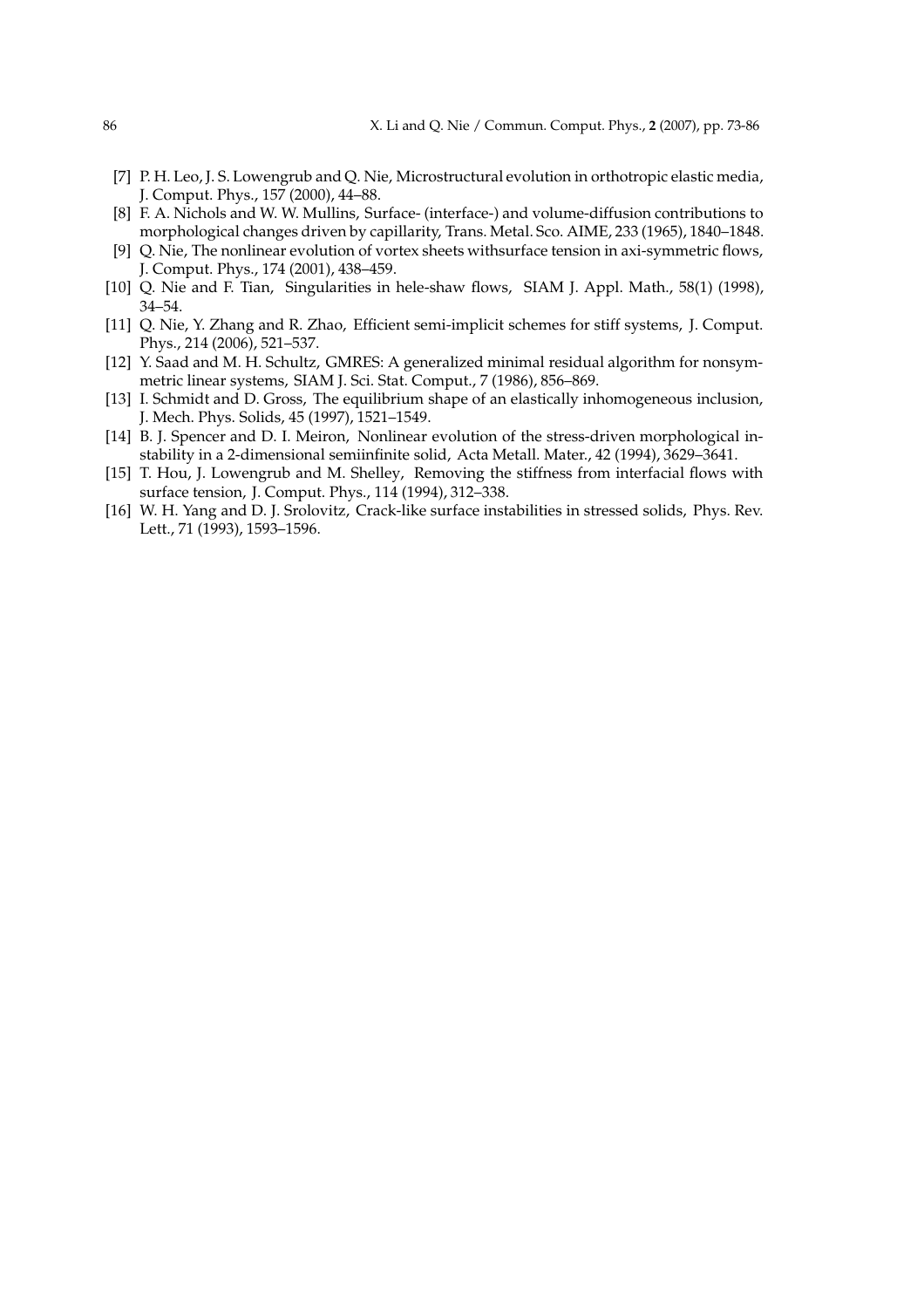[7] P. H. Leo, J. S. Lowengrub and Q. Nie, Microstructural evolution in orthotropic elastic media, J. Comput. Phys., 157 (2000), 44–88.

[8] F. A. Nichols and W. W. Mullins, Surface- (interface-) and volume-diffusion contributions to morphological changes driven by capillarity, Trans. Metal. Sco. AIME, 233 (1965), 1840–1848.

[9] Q. Nie, The nonlinear evolution of vortex sheets withsurface tension in axi-symmetric flows, J. Comput. Phys., 174 (2001), 438–459.

[10] Q. Nie and F. Tian, Singularities in hele-shaw flows, SIAM J. Appl. Math., 58(1) (1998), 34–54.

[11] Q. Nie, Y. Zhang and R. Zhao, Efficient semi-implicit schemes for stiff systems, J. Comput. Phys., 214 (2006), 521–537.

[12] Y. Saad and M. H. Schultz, GMRES: A generalized minimal residual algorithm for nonsymmetric linear systems, SIAM J. Sci. Stat. Comput., 7 (1986), 856–869.

[13] I. Schmidt and D. Gross, The equilibrium shape of an elastically inhomogeneous inclusion, J. Mech. Phys. Solids, 45 (1997), 1521–1549.

[14] B. J. Spencer and D. I. Meiron, Nonlinear evolution of the stress-driven morphological instability in a 2-dimensional semiinfinite solid, Acta Metall. Mater., 42 (1994), 3629–3641.

[15] T. Hou, J. Lowengrub and M. Shelley, Removing the stiffness from interfacial flows with surface tension, J. Comput. Phys., 114 (1994), 312–338.

[16] W. H. Yang and D. J. Srolovitz, Crack-like surface instabilities in stressed solids, Phys. Rev. Lett., 71 (1993), 1593–1596.